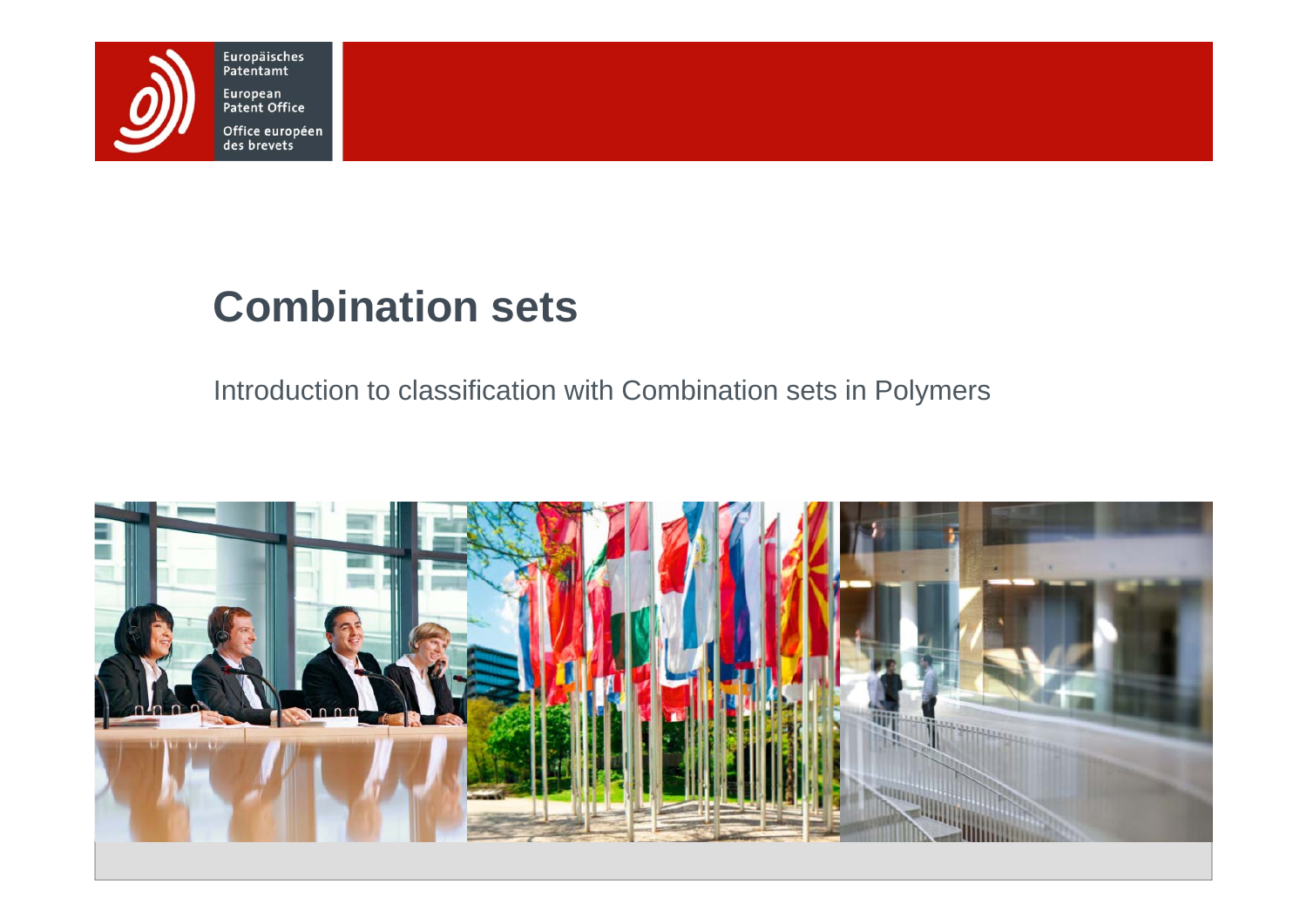Europäisches Patentamt
European Patent Office
Office européen des brevets

# Combination sets

Introduction to classification with Combination sets in Polymers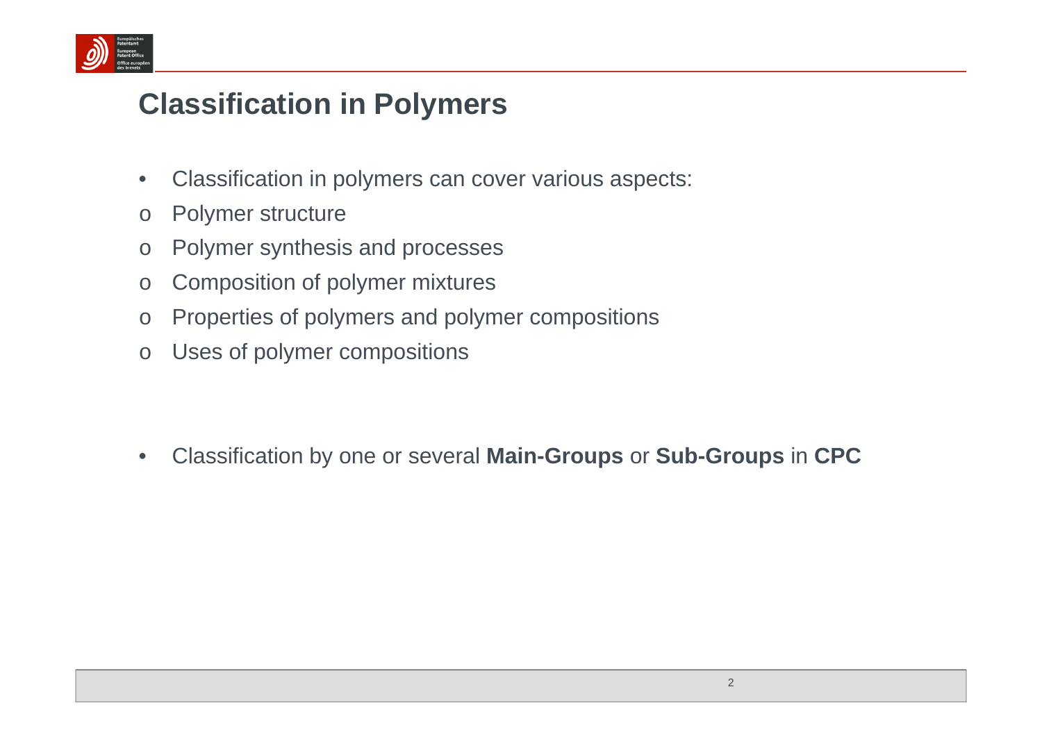# Classification in Polymers

- Classification in polymers can cover various aspects:
  - Polymer structure
  - Polymer synthesis and processes
  - Composition of polymer mixtures
  - Properties of polymers and polymer compositions
  - Uses of polymer compositions

- Classification by one or several **Main-Groups** or **Sub-Groups** in **CPC**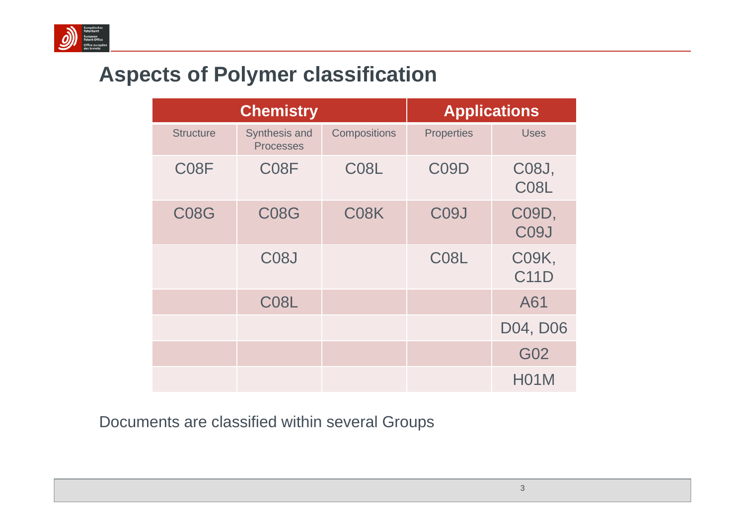# Aspects of Polymer classification

| Chemistry | | | Applications | |
|---|---|---|---|---|
| Structure | Synthesis and Processes | Compositions | Properties | Uses |
| C08F | C08F | C08L | C09D | C08J, C08L |
| C08G | C08G | C08K | C09J | C09D, C09J |
| | C08J | | C08L | C09K, C11D |
| | C08L | | | A61 |
| | | | | D04, D06 |
| | | | | G02 |
| | | | | H01M |

Documents are classified within several Groups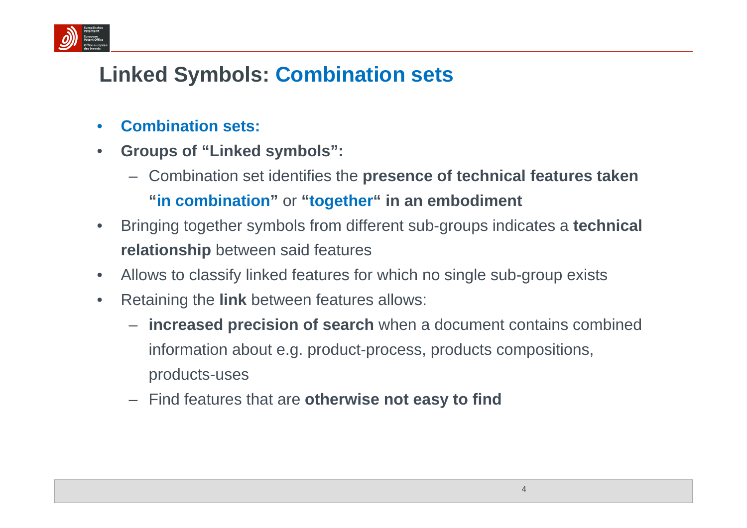# Linked Symbols: Combination sets

- **Combination sets:**
- **Groups of "Linked symbols":**
  - Combination set identifies the **presence of technical features taken "in combination"** or **"together" in an embodiment**
- Bringing together symbols from different sub-groups indicates a **technical relationship** between said features
- Allows to classify linked features for which no single sub-group exists
- Retaining the **link** between features allows:
  - **increased precision of search** when a document contains combined information about e.g. product-process, products compositions, products-uses
  - Find features that are **otherwise not easy to find**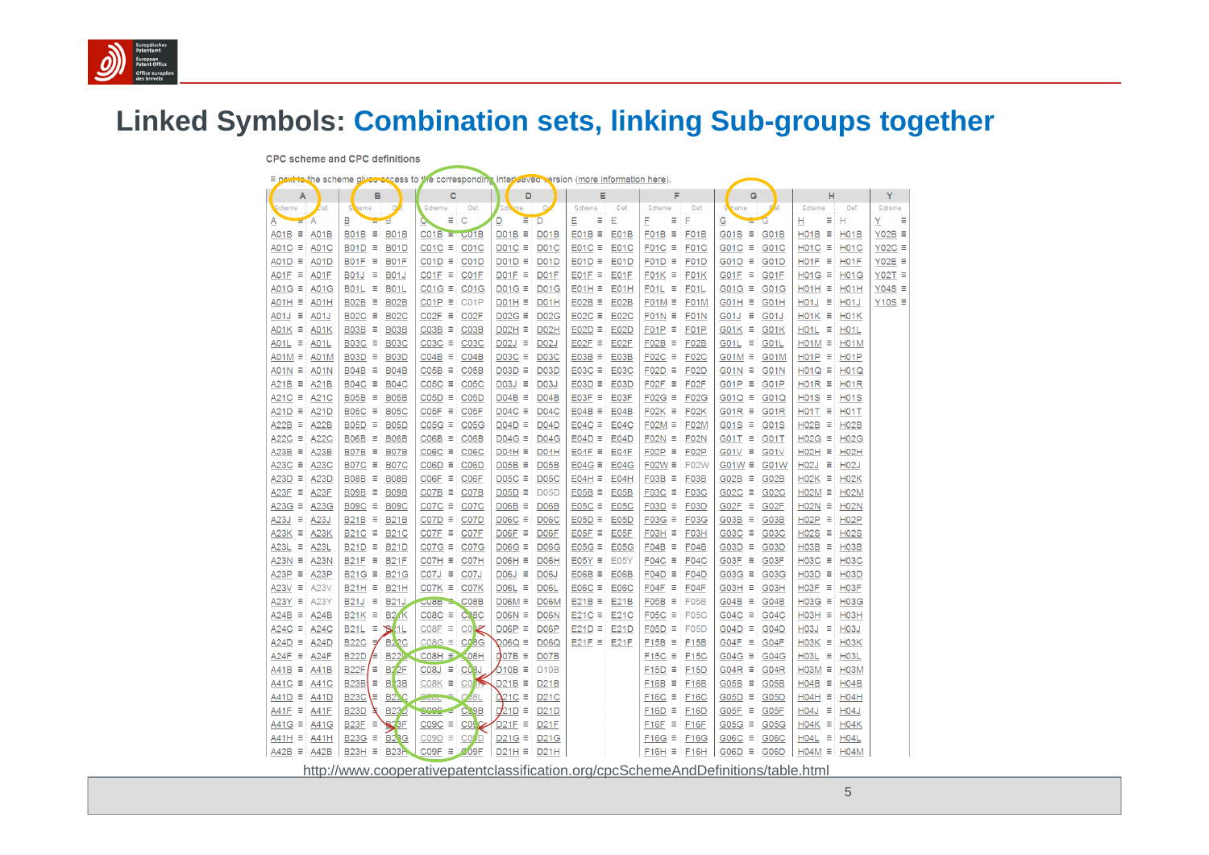# Linked Symbols: Combination sets, linking Sub-groups together

CPC scheme and CPC definitions

≡ next to the scheme gives access to the corresponding interleaved version (more information here).

| A | B | C | D | E | F | G | H | Y |
|---|---|---|---|---|---|---|---|---|
| A | B | C | D | E | F | G | H | Y |
| A01B | B01B | C01B | D01B | E01B | F01B | G01B | H01B | Y02B |
| A01C | B01D | C01C | D01C | E01C | F01C | G01C | H01C | Y02C |
| A01D | B01F | C01D | D01D | E01D | F01D | G01D | H01F | Y02E |
| A01F | B01J | C01F | D01F | E01F | F01K | G01F | H01G | Y02T |
| A01G | B01L | C01G | D01G | E01H | F01L | G01G | H01H | Y04S |
| A01H | B02B | C01P | D01H | E02B | F01M | G01H | H01J | Y10S |
| A01J | B02C | C02F | D02G | E02C | F01N | G01J | H01K | |
| A01K | B03B | C03B | D02H | E02D | F01P | G01K | H01L | |
| A01L | B03C | C03C | D02J | E02F | F02B | G01L | H01M | |
| A01M | B03D | C04B | D03C | E03B | F02C | G01M | H01P | |
| A01N | B04B | C05B | D03D | E03C | F02D | G01N | H01Q | |
| A21B | B04C | C05C | D03J | E03D | F02F | G01P | H01R | |
| A21C | B05B | C05D | D04B | E03F | F02G | G01Q | H01S | |
| A21D | B05C | C05F | D04C | E04B | F02K | G01R | H01T | |
| A22B | B05D | C05G | D04D | E04C | F02M | G01S | H02B | |
| A22C | B06B | C06B | D04G | E04D | F02N | G01T | H02G | |
| A23B | B07B | C06C | D04H | E04F | F02P | G01V | H02H | |
| A23C | B07C | C06D | D05B | E04G | F02W | G01W | H02J | |
| A23D | B08B | C06F | D05C | E04H | F03B | G02B | H02K | |
| A23F | B09B | C07B | D05D | E05B | F03C | G02C | H02M | |
| A23G | B09C | C07C | D06B | E05C | F03D | G02F | H02N | |
| A23J | B21B | C07D | D06C | E05D | F03G | G03B | H02P | |
| A23K | B21C | C07F | D06F | E05F | F03H | G03C | H02S | |
| A23L | B21D | C07G | D06G | E05G | F04B | G03D | H03B | |
| A23N | B21F | C07H | D06H | E05Y | F04C | G03F | H03C | |
| A23P | B21G | C07J | D06J | E06B | F04D | G03G | H03D | |
| A23V | B21H | C07K | D06L | E06C | F04F | G03H | H03F | |
| A23Y | B21J | C08B | D06M | E21B | F05B | G04B | H03G | |
| A24B | B21K | C08C | D06N | E21C | F05C | G04C | H03H | |
| A24C | B21L | C08F | D06P | E21D | F05D | G04D | H03J | |
| A24D | B22C | C08G | D06Q | E21F | F15B | G04F | H03K | |
| A24F | B22D | C08H | D07B | | F15C | G04G | H03L | |
| A41B | B22F | C08J | D10B | | F15D | G04R | H03M | |
| A41C | B23B | C08K | D21B | | F16B | G05B | H04B | |
| A41D | B23C | C08L | D21C | | F16C | G05D | H04H | |
| A41F | B23D | C09B | D21D | | F16D | G05F | H04J | |
| A41G | B23F | C09C | D21F | | F16F | G05G | H04K | |
| A41H | B23G | C09D | D21G | | F16G | G06C | H04L | |
| A42B | B23H | C09F | D21H | | F16H | G06D | H04M | |

http://www.cooperativepatentclassification.org/cpcSchemeAndDefinitions/table.html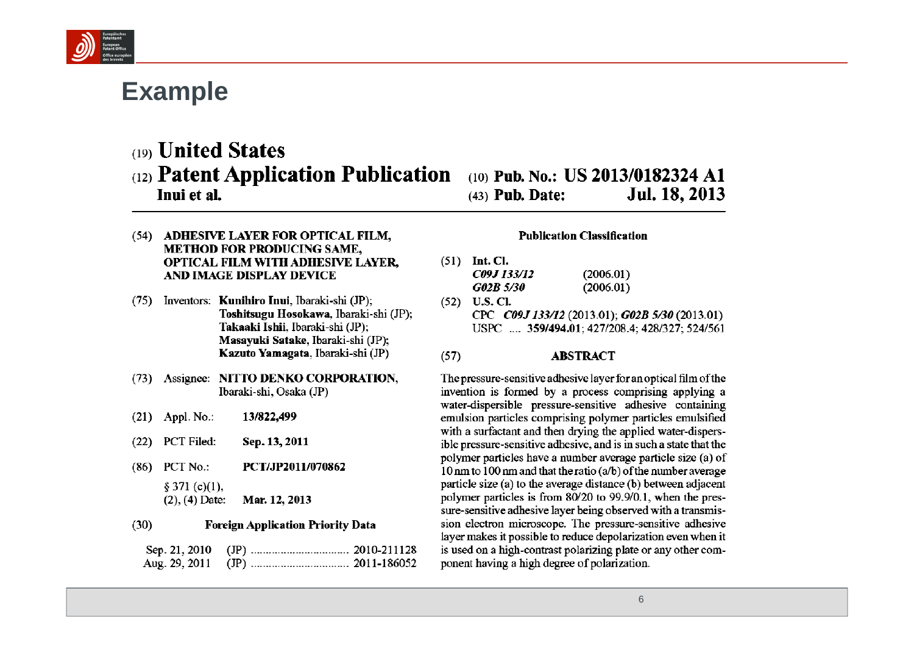# Example

(19) **United States**

(12) **Patent Application Publication**

**Inui et al.**

(10) **Pub. No.: US 2013/0182324 A1**

(43) **Pub. Date: Jul. 18, 2013**

(54) **ADHESIVE LAYER FOR OPTICAL FILM, METHOD FOR PRODUCING SAME, OPTICAL FILM WITH ADHESIVE LAYER, AND IMAGE DISPLAY DEVICE**

(75) Inventors: **Kunihiro Inui**, Ibaraki-shi (JP); **Toshitsugu Hosokawa**, Ibaraki-shi (JP); **Takaaki Ishii**, Ibaraki-shi (JP); **Masayuki Satake**, Ibaraki-shi (JP); **Kazuto Yamagata**, Ibaraki-shi (JP)

(73) Assignee: **NITTO DENKO CORPORATION**, Ibaraki-shi, Osaka (JP)

(21) Appl. No.: **13/822,499**

(22) PCT Filed: **Sep. 13, 2011**

(86) PCT No.: **PCT/JP2011/070862**

§ 371 (c)(1), (2), (4) Date: **Mar. 12, 2013**

(30) **Foreign Application Priority Data**

Sep. 21, 2010 (JP) ................................ 2010-211128
Aug. 29, 2011 (JP) ................................ 2011-186052

**Publication Classification**

(51) **Int. Cl.**
***C09J 133/12*** (2006.01)
***G02B 5/30*** (2006.01)

(52) **U.S. Cl.**
CPC ***C09J 133/12*** (2013.01); ***G02B 5/30*** (2013.01)
USPC .... **359/494.01**; 427/208.4; 428/327; 524/561

(57) **ABSTRACT**

The pressure-sensitive adhesive layer for an optical film of the invention is formed by a process comprising applying a water-dispersible pressure-sensitive adhesive containing emulsion particles comprising polymer particles emulsified with a surfactant and then drying the applied water-dispersible pressure-sensitive adhesive, and is in such a state that the polymer particles have a number average particle size (a) of 10 nm to 100 nm and that the ratio (a/b) of the number average particle size (a) to the average distance (b) between adjacent polymer particles is from 80/20 to 99.9/0.1, when the pressure-sensitive adhesive layer being observed with a transmission electron microscope. The pressure-sensitive adhesive layer makes it possible to reduce depolarization even when it is used on a high-contrast polarizing plate or any other component having a high degree of polarization.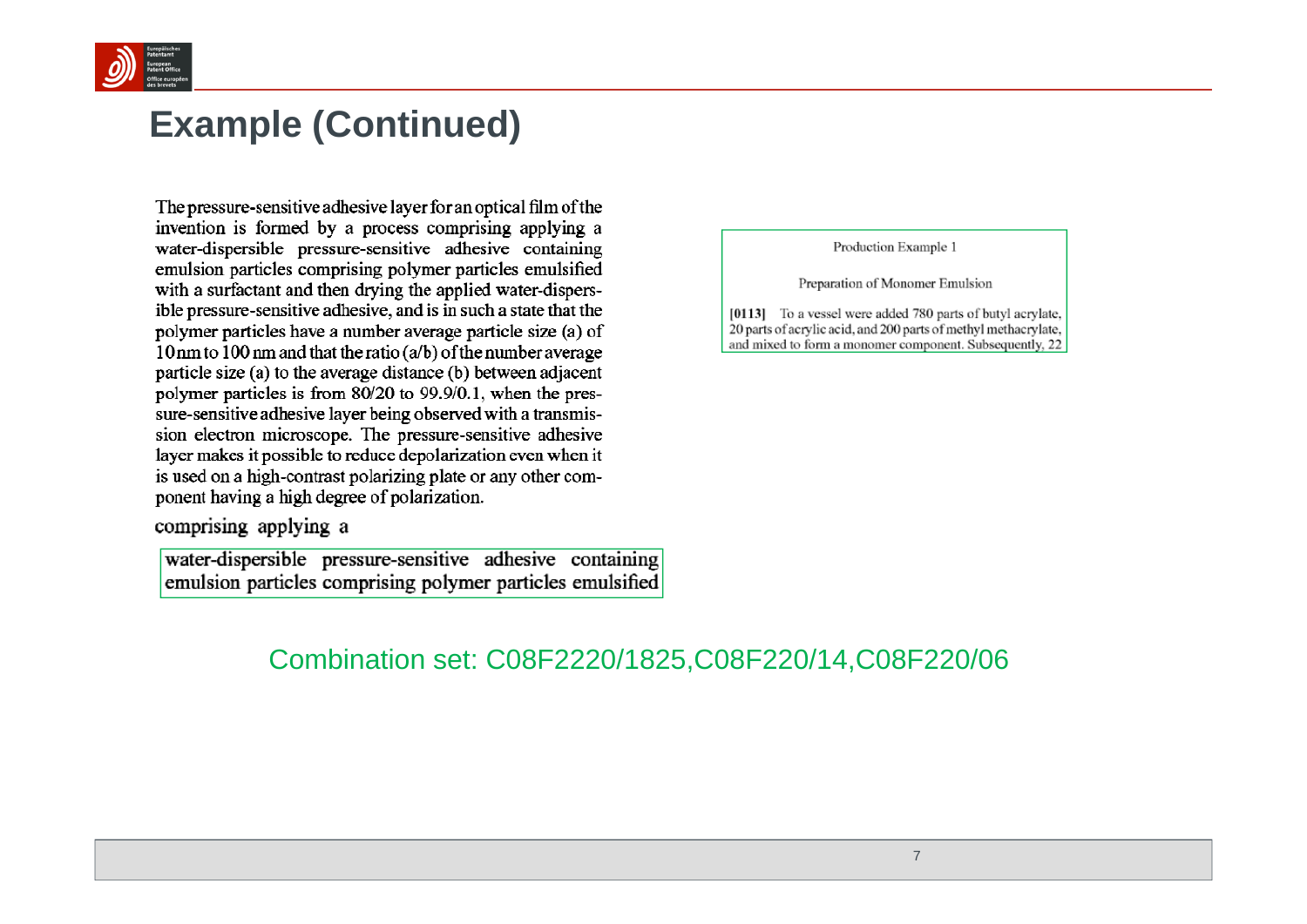# Example (Continued)

The pressure-sensitive adhesive layer for an optical film of the invention is formed by a process comprising applying a water-dispersible pressure-sensitive adhesive containing emulsion particles comprising polymer particles emulsified with a surfactant and then drying the applied water-dispersible pressure-sensitive adhesive, and is in such a state that the polymer particles have a number average particle size (a) of 10 nm to 100 nm and that the ratio (a/b) of the number average particle size (a) to the average distance (b) between adjacent polymer particles is from 80/20 to 99.9/0.1, when the pressure-sensitive adhesive layer being observed with a transmission electron microscope. The pressure-sensitive adhesive layer makes it possible to reduce depolarization even when it is used on a high-contrast polarizing plate or any other component having a high degree of polarization.

comprising applying a

water-dispersible pressure-sensitive adhesive containing emulsion particles comprising polymer particles emulsified

Production Example 1

Preparation of Monomer Emulsion

[0113] To a vessel were added 780 parts of butyl acrylate, 20 parts of acrylic acid, and 200 parts of methyl methacrylate, and mixed to form a monomer component. Subsequently, 22

Combination set: C08F2220/1825,C08F220/14,C08F220/06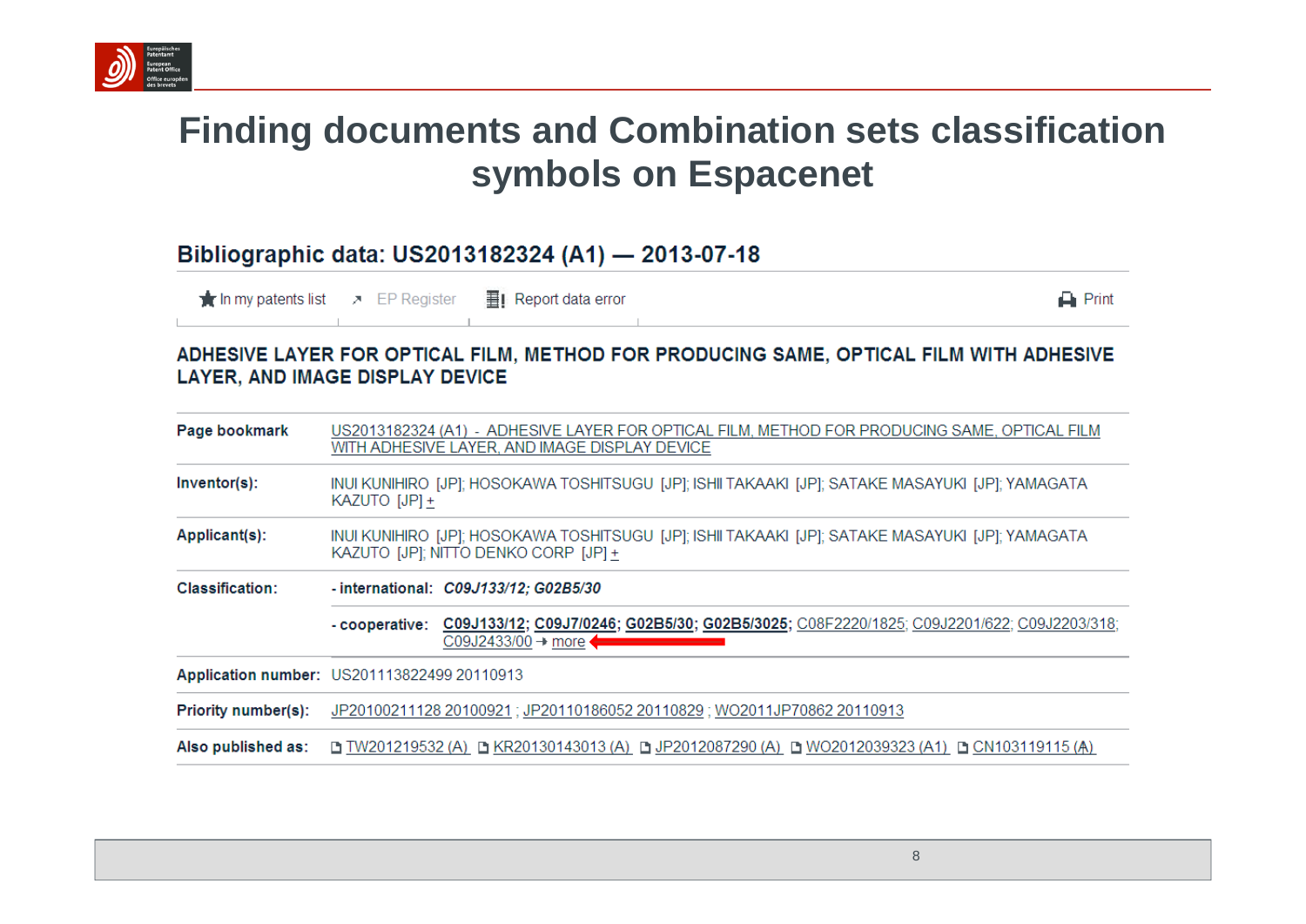# Finding documents and Combination sets classification symbols on Espacenet

## Bibliographic data: US2013182324 (A1) — 2013-07-18

In my patents list | EP Register | Report data error | Print

### ADHESIVE LAYER FOR OPTICAL FILM, METHOD FOR PRODUCING SAME, OPTICAL FILM WITH ADHESIVE LAYER, AND IMAGE DISPLAY DEVICE

| | |
|---|---|
| **Page bookmark** | US2013182324 (A1) - ADHESIVE LAYER FOR OPTICAL FILM, METHOD FOR PRODUCING SAME, OPTICAL FILM WITH ADHESIVE LAYER, AND IMAGE DISPLAY DEVICE |
| **Inventor(s):** | INUI KUNIHIRO [JP]; HOSOKAWA TOSHITSUGU [JP]; ISHII TAKAAKI [JP]; SATAKE MASAYUKI [JP]; YAMAGATA KAZUTO [JP] + |
| **Applicant(s):** | INUI KUNIHIRO [JP]; HOSOKAWA TOSHITSUGU [JP]; ISHII TAKAAKI [JP]; SATAKE MASAYUKI [JP]; YAMAGATA KAZUTO [JP]; NITTO DENKO CORP [JP] + |
| **Classification:** | **- international:** *C09J133/12; G02B5/30* |
| | **- cooperative:** **C09J133/12; C09J7/0246; G02B5/30; G02B5/3025;** C08F2220/1825; C09J2201/622; C09J2203/318; C09J2433/00 → more |
| **Application number:** | US201113822499 20110913 |
| **Priority number(s):** | JP20100211128 20100921 ; JP20110186052 20110829 ; WO2011JP70862 20110913 |
| **Also published as:** | TW201219532 (A) KR20130143013 (A) JP2012087290 (A) WO2012039323 (A1) CN103119115 (A) |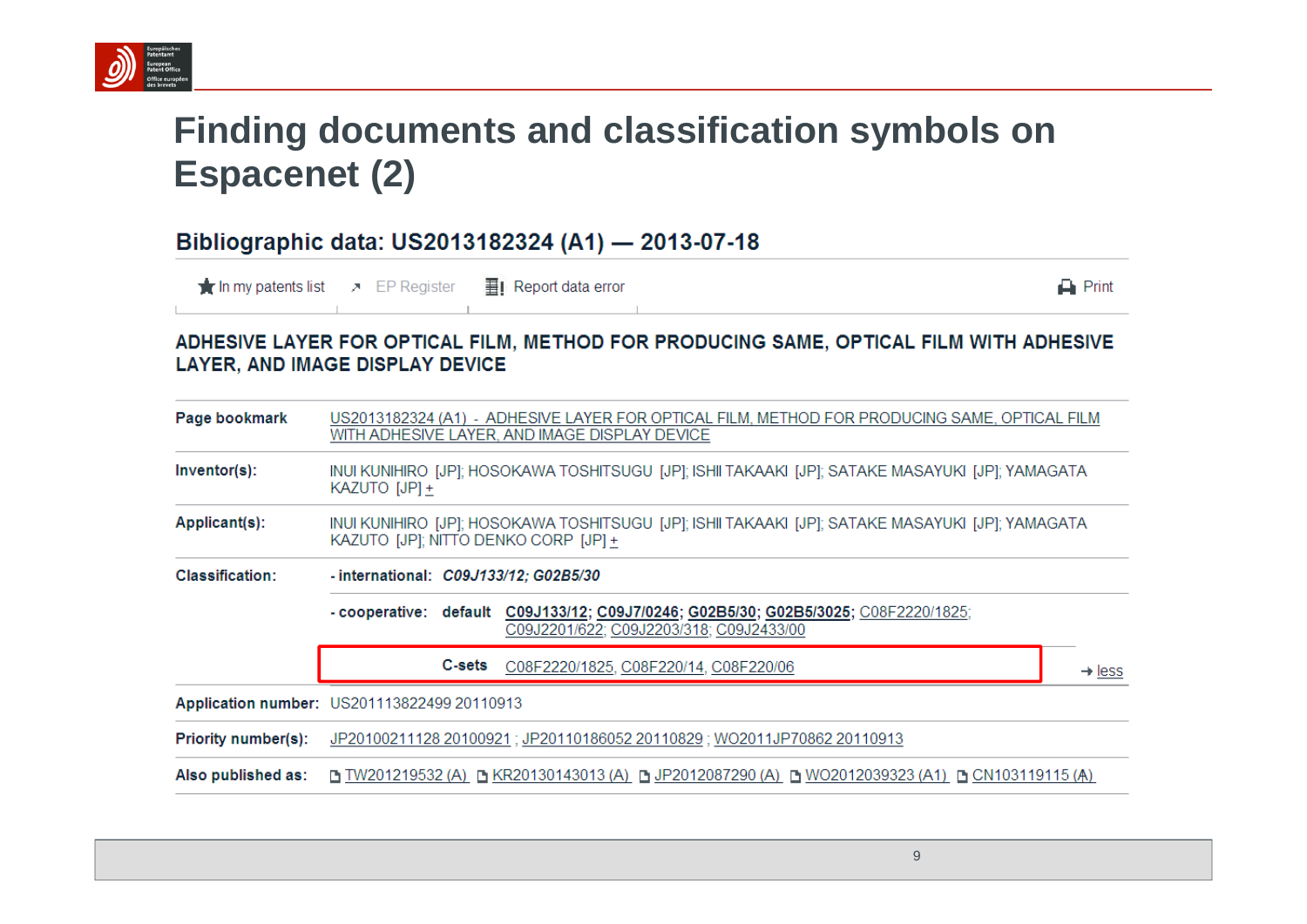# Finding documents and classification symbols on Espacenet (2)

## Bibliographic data: US2013182324 (A1) — 2013-07-18

In my patents list | EP Register | Report data error | Print

### ADHESIVE LAYER FOR OPTICAL FILM, METHOD FOR PRODUCING SAME, OPTICAL FILM WITH ADHESIVE LAYER, AND IMAGE DISPLAY DEVICE

| | |
|---|---|
| **Page bookmark** | US2013182324 (A1) - ADHESIVE LAYER FOR OPTICAL FILM, METHOD FOR PRODUCING SAME, OPTICAL FILM WITH ADHESIVE LAYER, AND IMAGE DISPLAY DEVICE |
| **Inventor(s):** | INUI KUNIHIRO [JP]; HOSOKAWA TOSHITSUGU [JP]; ISHII TAKAAKI [JP]; SATAKE MASAYUKI [JP]; YAMAGATA KAZUTO [JP] + |
| **Applicant(s):** | INUI KUNIHIRO [JP]; HOSOKAWA TOSHITSUGU [JP]; ISHII TAKAAKI [JP]; SATAKE MASAYUKI [JP]; YAMAGATA KAZUTO [JP]; NITTO DENKO CORP [JP] + |
| **Classification:** | **- international:** ***C09J133/12; G02B5/30*** |
| | **- cooperative: default** **C09J133/12; C09J7/0246; G02B5/30; G02B5/3025;** C08F2220/1825; C09J2201/622; C09J2203/318; C09J2433/00 |
| | **C-sets** C08F2220/1825, C08F220/14, C08F220/06 → less |
| **Application number:** | US201113822499 20110913 |
| **Priority number(s):** | JP20100211128 20100921 ; JP20110186052 20110829 ; WO2011JP70862 20110913 |
| **Also published as:** | TW201219532 (A) KR20130143013 (A) JP2012087290 (A) WO2012039323 (A1) CN103119115 (A) |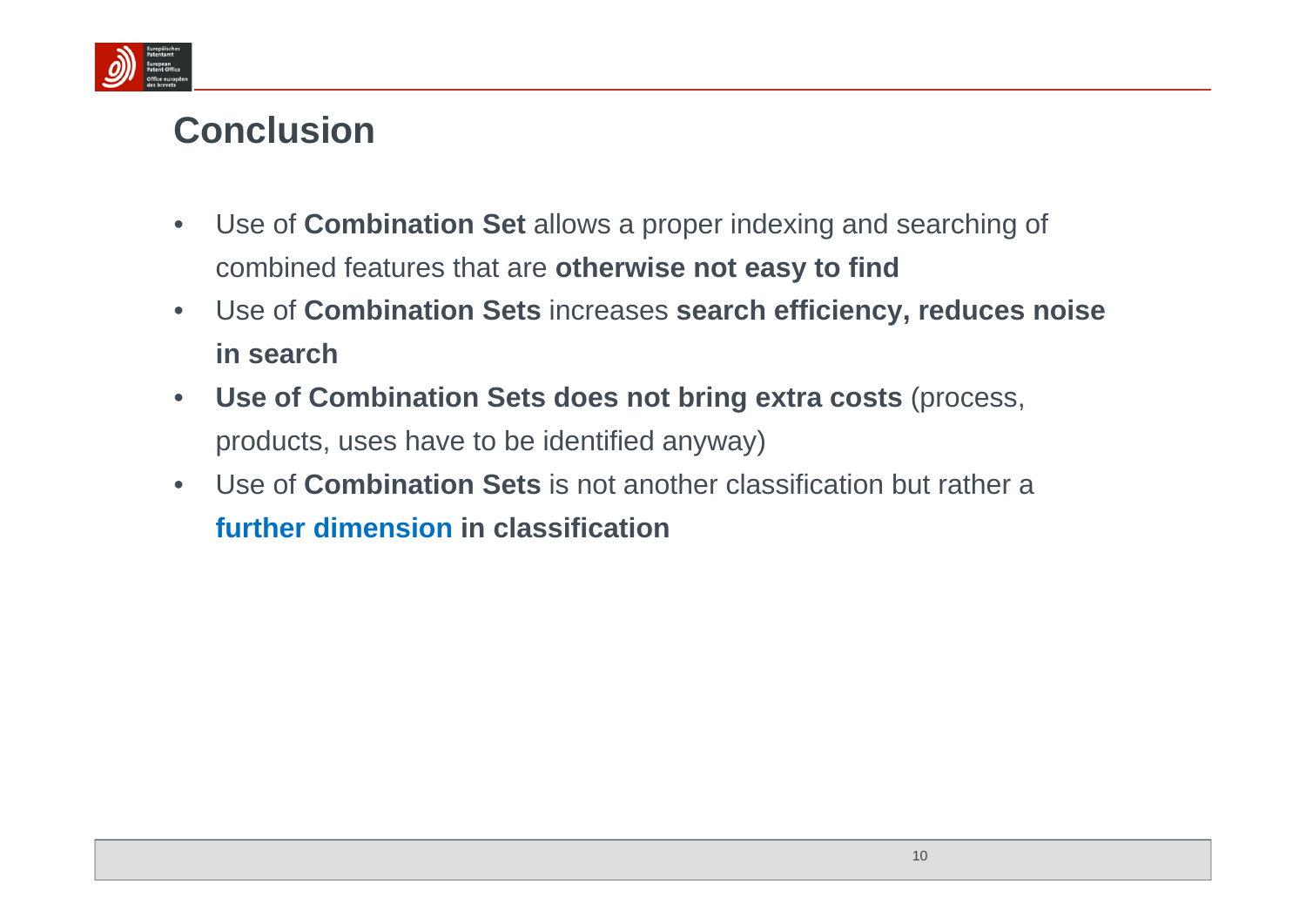# Conclusion

- Use of **Combination Set** allows a proper indexing and searching of combined features that are **otherwise not easy to find**
- Use of **Combination Sets** increases **search efficiency, reduces noise in search**
- **Use of Combination Sets does not bring extra costs** (process, products, uses have to be identified anyway)
- Use of **Combination Sets** is not another classification but rather a **further dimension in classification**